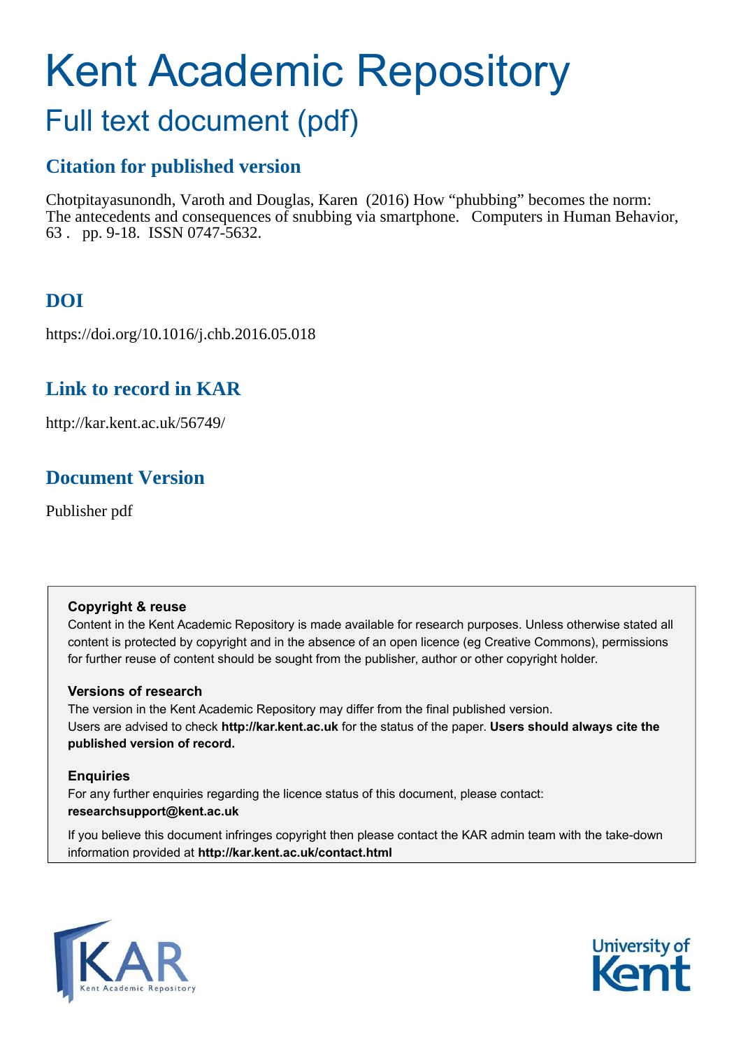# Kent Academic Repository

## Full text document (pdf)

### Citation for published version

Chotpitayasunondh, Varoth and Douglas, Karen (2016) How "phubbing" becomes the norm: The antecedents and consequences of snubbing via smartphone. Computers in Human Behavior, 63 . pp. 9-18. ISSN 0747-5632.

### DOI

https://doi.org/10.1016/j.chb.2016.05.018

### Link to record in KAR

http://kar.kent.ac.uk/56749/

### Document Version

Publisher pdf

**Copyright & reuse**

Content in the Kent Academic Repository is made available for research purposes. Unless otherwise stated all content is protected by copyright and in the absence of an open licence (eg Creative Commons), permissions for further reuse of content should be sought from the publisher, author or other copyright holder.

**Versions of research**

The version in the Kent Academic Repository may differ from the final published version. Users are advised to check **http://kar.kent.ac.uk** for the status of the paper. **Users should always cite the published version of record.**

**Enquiries**

For any further enquiries regarding the licence status of this document, please contact: **researchsupport@kent.ac.uk**

If you believe this document infringes copyright then please contact the KAR admin team with the take-down information provided at **http://kar.kent.ac.uk/contact.html**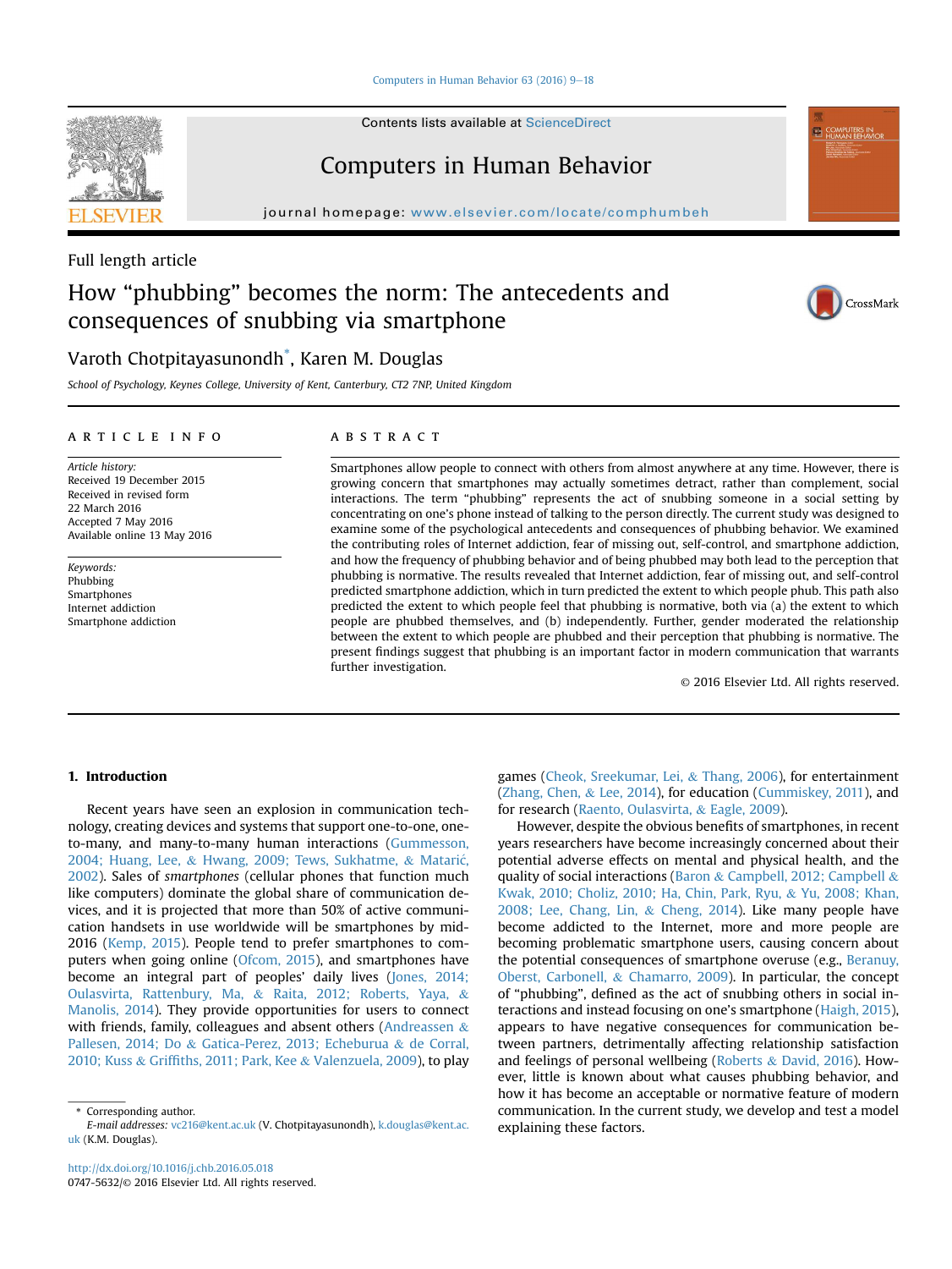Full length article

# How "phubbing" becomes the norm: The antecedents and consequences of snubbing via smartphone

Varoth Chotpitayasunondh*, Karen M. Douglas

School of Psychology, Keynes College, University of Kent, Canterbury, CT2 7NP, United Kingdom

## ARTICLE INFO

*Article history:*
Received 19 December 2015
Received in revised form
22 March 2016
Accepted 7 May 2016
Available online 13 May 2016

*Keywords:*
Phubbing
Smartphones
Internet addiction
Smartphone addiction

## ABSTRACT

Smartphones allow people to connect with others from almost anywhere at any time. However, there is growing concern that smartphones may actually sometimes detract, rather than complement, social interactions. The term "phubbing" represents the act of snubbing someone in a social setting by concentrating on one's phone instead of talking to the person directly. The current study was designed to examine some of the psychological antecedents and consequences of phubbing behavior. We examined the contributing roles of Internet addiction, fear of missing out, self-control, and smartphone addiction, and how the frequency of phubbing behavior and of being phubbed may both lead to the perception that phubbing is normative. The results revealed that Internet addiction, fear of missing out, and self-control predicted smartphone addiction, which in turn predicted the extent to which people phub. This path also predicted the extent to which people feel that phubbing is normative, both via (a) the extent to which people are phubbed themselves, and (b) independently. Further, gender moderated the relationship between the extent to which people are phubbed and their perception that phubbing is normative. The present findings suggest that phubbing is an important factor in modern communication that warrants further investigation.

© 2016 Elsevier Ltd. All rights reserved.

## 1. Introduction

Recent years have seen an explosion in communication technology, creating devices and systems that support one-to-one, one-to-many, and many-to-many human interactions (Gummesson, 2004; Huang, Lee, & Hwang, 2009; Tews, Sukhatme, & Matarić, 2002). Sales of *smartphones* (cellular phones that function much like computers) dominate the global share of communication devices, and it is projected that more than 50% of active communication handsets in use worldwide will be smartphones by mid-2016 (Kemp, 2015). People tend to prefer smartphones to computers when going online (Ofcom, 2015), and smartphones have become an integral part of peoples' daily lives (Jones, 2014; Oulasvirta, Rattenbury, Ma, & Raita, 2012; Roberts, Yaya, & Manolis, 2014). They provide opportunities for users to connect with friends, family, colleagues and absent others (Andreassen & Pallesen, 2014; Do & Gatica-Perez, 2013; Echeburua & de Corral, 2010; Kuss & Griffiths, 2011; Park, Kee & Valenzuela, 2009), to play games (Cheok, Sreekumar, Lei, & Thang, 2006), for entertainment (Zhang, Chen, & Lee, 2014), for education (Cummiskey, 2011), and for research (Raento, Oulasvirta, & Eagle, 2009).

However, despite the obvious benefits of smartphones, in recent years researchers have become increasingly concerned about their potential adverse effects on mental and physical health, and the quality of social interactions (Baron & Campbell, 2012; Campbell & Kwak, 2010; Choliz, 2010; Ha, Chin, Park, Ryu, & Yu, 2008; Khan, 2008; Lee, Chang, Lin, & Cheng, 2014). Like many people have become addicted to the Internet, more and more people are becoming problematic smartphone users, causing concern about the potential consequences of smartphone overuse (e.g., Beranuy, Oberst, Carbonell, & Chamarro, 2009). In particular, the concept of "phubbing", defined as the act of snubbing others in social interactions and instead focusing on one's smartphone (Haigh, 2015), appears to have negative consequences for communication between partners, detrimentally affecting relationship satisfaction and feelings of personal wellbeing (Roberts & David, 2016). However, little is known about what causes phubbing behavior, and how it has become an acceptable or normative feature of modern communication. In the current study, we develop and test a model explaining these factors.

\* Corresponding author.
*E-mail addresses:* vc216@kent.ac.uk (V. Chotpitayasunondh), k.douglas@kent.ac.uk (K.M. Douglas).

http://dx.doi.org/10.1016/j.chb.2016.05.018
0747-5632/© 2016 Elsevier Ltd. All rights reserved.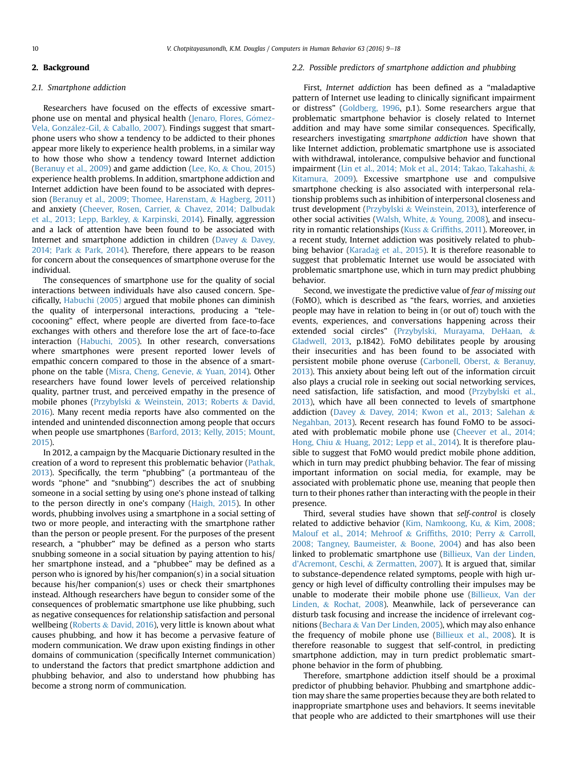## 2. Background

### 2.1. Smartphone addiction

Researchers have focused on the effects of excessive smartphone use on mental and physical health (Jenaro, Flores, Gómez-Vela, González-Gil, & Caballo, 2007). Findings suggest that smartphone users who show a tendency to be addicted to their phones appear more likely to experience health problems, in a similar way to how those who show a tendency toward Internet addiction (Beranuy et al., 2009) and game addiction (Lee, Ko, & Chou, 2015) experience health problems. In addition, smartphone addiction and Internet addiction have been found to be associated with depression (Beranuy et al., 2009; Thomee, Harenstam, & Hagberg, 2011) and anxiety (Cheever, Rosen, Carrier, & Chavez, 2014; Dalbudak et al., 2013; Lepp, Barkley, & Karpinski, 2014). Finally, aggression and a lack of attention have been found to be associated with Internet and smartphone addiction in children (Davey & Davey, 2014; Park & Park, 2014). Therefore, there appears to be reason for concern about the consequences of smartphone overuse for the individual.

The consequences of smartphone use for the quality of social interactions between individuals have also caused concern. Specifically, Habuchi (2005) argued that mobile phones can diminish the quality of interpersonal interactions, producing a "telecocooning" effect, where people are diverted from face-to-face exchanges with others and therefore lose the art of face-to-face interaction (Habuchi, 2005). In other research, conversations where smartphones were present reported lower levels of empathic concern compared to those in the absence of a smartphone on the table (Misra, Cheng, Genevie, & Yuan, 2014). Other researchers have found lower levels of perceived relationship quality, partner trust, and perceived empathy in the presence of mobile phones (Przybylski & Weinstein, 2013; Roberts & David, 2016). Many recent media reports have also commented on the intended and unintended disconnection among people that occurs when people use smartphones (Barford, 2013; Kelly, 2015; Mount, 2015).

In 2012, a campaign by the Macquarie Dictionary resulted in the creation of a word to represent this problematic behavior (Pathak, 2013). Specifically, the term "phubbing" (a portmanteau of the words "phone" and "snubbing") describes the act of snubbing someone in a social setting by using one's phone instead of talking to the person directly in one's company (Haigh, 2015). In other words, phubbing involves using a smartphone in a social setting of two or more people, and interacting with the smartphone rather than the person or people present. For the purposes of the present research, a "phubber" may be defined as a person who starts snubbing someone in a social situation by paying attention to his/her smartphone instead, and a "phubbee" may be defined as a person who is ignored by his/her companion(s) in a social situation because his/her companion(s) uses or check their smartphones instead. Although researchers have begun to consider some of the consequences of problematic smartphone use like phubbing, such as negative consequences for relationship satisfaction and personal wellbeing (Roberts & David, 2016), very little is known about what causes phubbing, and how it has become a pervasive feature of modern communication. We draw upon existing findings in other domains of communication (specifically Internet communication) to understand the factors that predict smartphone addiction and phubbing behavior, and also to understand how phubbing has become a strong norm of communication.

### 2.2. Possible predictors of smartphone addiction and phubbing

First, *Internet addiction* has been defined as a "maladaptive pattern of Internet use leading to clinically significant impairment or distress" (Goldberg, 1996, p.1). Some researchers argue that problematic smartphone behavior is closely related to Internet addition and may have some similar consequences. Specifically, researchers investigating *smartphone addiction* have shown that like Internet addiction, problematic smartphone use is associated with withdrawal, intolerance, compulsive behavior and functional impairment (Lin et al., 2014; Mok et al., 2014; Takao, Takahashi, & Kitamura, 2009). Excessive smartphone use and compulsive smartphone checking is also associated with interpersonal relationship problems such as inhibition of interpersonal closeness and trust development (Przybylski & Weinstein, 2013), interference of other social activities (Walsh, White, & Young, 2008), and insecurity in romantic relationships (Kuss & Griffiths, 2011). Moreover, in a recent study, Internet addiction was positively related to phubbing behavior (Karadağ et al., 2015). It is therefore reasonable to suggest that problematic Internet use would be associated with problematic smartphone use, which in turn may predict phubbing behavior.

Second, we investigate the predictive value of *fear of missing out* (FoMO), which is described as "the fears, worries, and anxieties people may have in relation to being in (or out of) touch with the events, experiences, and conversations happening across their extended social circles" (Przybylski, Murayama, DeHaan, & Gladwell, 2013, p.1842). FoMO debilitates people by arousing their insecurities and has been found to be associated with persistent mobile phone overuse (Carbonell, Oberst, & Beranuy, 2013). This anxiety about being left out of the information circuit also plays a crucial role in seeking out social networking services, need satisfaction, life satisfaction, and mood (Przybylski et al., 2013), which have all been connected to levels of smartphone addiction (Davey & Davey, 2014; Kwon et al., 2013; Salehan & Negahban, 2013). Recent research has found FoMO to be associated with problematic mobile phone use (Cheever et al., 2014; Hong, Chiu & Huang, 2012; Lepp et al., 2014). It is therefore plausible to suggest that FoMO would predict mobile phone addition, which in turn may predict phubbing behavior. The fear of missing important information on social media, for example, may be associated with problematic phone use, meaning that people then turn to their phones rather than interacting with the people in their presence.

Third, several studies have shown that *self-control* is closely related to addictive behavior (Kim, Namkoong, Ku, & Kim, 2008; Malouf et al., 2014; Mehroof & Griffiths, 2010; Perry & Carroll, 2008; Tangney, Baumeister, & Boone, 2004) and has also been linked to problematic smartphone use (Billieux, Van der Linden, d'Acremont, Ceschi, & Zermatten, 2007). It is argued that, similar to substance-dependence related symptoms, people with high urgency or high level of difficulty controlling their impulses may be unable to moderate their mobile phone use (Billieux, Van der Linden, & Rochat, 2008). Meanwhile, lack of perseverance can disturb task focusing and increase the incidence of irrelevant cognitions (Bechara & Van Der Linden, 2005), which may also enhance the frequency of mobile phone use (Billieux et al., 2008). It is therefore reasonable to suggest that self-control, in predicting smartphone addiction, may in turn predict problematic smartphone behavior in the form of phubbing.

Therefore, smartphone addiction itself should be a proximal predictor of phubbing behavior. Phubbing and smartphone addiction may share the same properties because they are both related to inappropriate smartphone uses and behaviors. It seems inevitable that people who are addicted to their smartphones will use their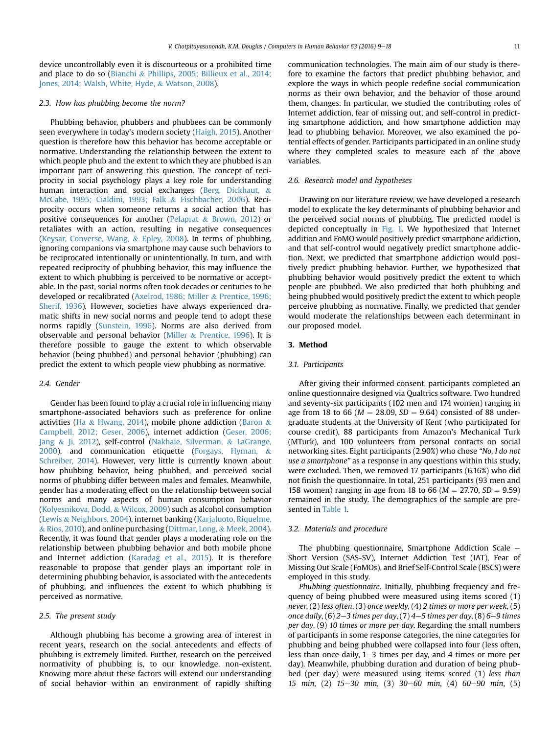device uncontrollably even it is discourteous or a prohibited time and place to do so (Bianchi & Phillips, 2005; Billieux et al., 2014; Jones, 2014; Walsh, White, Hyde, & Watson, 2008).

### 2.3. How has phubbing become the norm?

Phubbing behavior, phubbers and phubbees can be commonly seen everywhere in today's modern society (Haigh, 2015). Another question is therefore how this behavior has become acceptable or normative. Understanding the relationship between the extent to which people phub and the extent to which they are phubbed is an important part of answering this question. The concept of reciprocity in social psychology plays a key role for understanding human interaction and social exchanges (Berg, Dickhaut, & McCabe, 1995; Cialdini, 1993; Falk & Fischbacher, 2006). Reciprocity occurs when someone returns a social action that has positive consequences for another (Pelaprat & Brown, 2012) or retaliates with an action, resulting in negative consequences (Keysar, Converse, Wang, & Epley, 2008). In terms of phubbing, ignoring companions via smartphone may cause such behaviors to be reciprocated intentionally or unintentionally. In turn, and with repeated reciprocity of phubbing behavior, this may influence the extent to which phubbing is perceived to be normative or acceptable. In the past, social norms often took decades or centuries to be developed or recalibrated (Axelrod, 1986; Miller & Prentice, 1996; Sherif, 1936). However, societies have always experienced dramatic shifts in new social norms and people tend to adopt these norms rapidly (Sunstein, 1996). Norms are also derived from observable and personal behavior (Miller & Prentice, 1996). It is therefore possible to gauge the extent to which observable behavior (being phubbed) and personal behavior (phubbing) can predict the extent to which people view phubbing as normative.

### 2.4. Gender

Gender has been found to play a crucial role in influencing many smartphone-associated behaviors such as preference for online activities (Ha & Hwang, 2014), mobile phone addiction (Baron & Campbell, 2012; Geser, 2006), internet addiction (Geser, 2006; Jang & Ji, 2012), self-control (Nakhaie, Silverman, & LaGrange, 2000), and communication etiquette (Forgays, Hyman, & Schreiber, 2014). However, very little is currently known about how phubbing behavior, being phubbed, and perceived social norms of phubbing differ between males and females. Meanwhile, gender has a moderating effect on the relationship between social norms and many aspects of human consumption behavior (Kolyesnikova, Dodd, & Wilcox, 2009) such as alcohol consumption (Lewis & Neighbors, 2004), internet banking (Karjaluoto, Riquelme, & Rios, 2010), and online purchasing (Dittmar, Long, & Meek, 2004). Recently, it was found that gender plays a moderating role on the relationship between phubbing behavior and both mobile phone and Internet addiction (Karadağ et al., 2015). It is therefore reasonable to propose that gender plays an important role in determining phubbing behavior, is associated with the antecedents of phubbing, and influences the extent to which phubbing is perceived as normative.

### 2.5. The present study

Although phubbing has become a growing area of interest in recent years, research on the social antecedents and effects of phubbing is extremely limited. Further, research on the perceived normativity of phubbing is, to our knowledge, non-existent. Knowing more about these factors will extend our understanding of social behavior within an environment of rapidly shifting communication technologies. The main aim of our study is therefore to examine the factors that predict phubbing behavior, and explore the ways in which people redefine social communication norms as their own behavior, and the behavior of those around them, changes. In particular, we studied the contributing roles of Internet addiction, fear of missing out, and self-control in predicting smartphone addiction, and how smartphone addiction may lead to phubbing behavior. Moreover, we also examined the potential effects of gender. Participants participated in an online study where they completed scales to measure each of the above variables.

### 2.6. Research model and hypotheses

Drawing on our literature review, we have developed a research model to explicate the key determinants of phubbing behavior and the perceived social norms of phubbing. The predicted model is depicted conceptually in Fig. 1. We hypothesized that Internet addition and FoMO would positively predict smartphone addiction, and that self-control would negatively predict smartphone addiction. Next, we predicted that smartphone addiction would positively predict phubbing behavior. Further, we hypothesized that phubbing behavior would positively predict the extent to which people are phubbed. We also predicted that both phubbing and being phubbed would positively predict the extent to which people perceive phubbing as normative. Finally, we predicted that gender would moderate the relationships between each determinant in our proposed model.

## 3. Method

### 3.1. Participants

After giving their informed consent, participants completed an online questionnaire designed via Qualtrics software. Two hundred and seventy-six participants (102 men and 174 women) ranging in age from 18 to 66 ($M = 28.09$, $SD = 9.64$) consisted of 88 undergraduate students at the University of Kent (who participated for course credit), 88 participants from Amazon's Mechanical Turk (MTurk), and 100 volunteers from personal contacts on social networking sites. Eight participants (2.90%) who chose *"No, I do not use a smartphone"* as a response in any questions within this study, were excluded. Then, we removed 17 participants (6.16%) who did not finish the questionnaire. In total, 251 participants (93 men and 158 women) ranging in age from 18 to 66 ($M = 27.70$, $SD = 9.59$) remained in the study. The demographics of the sample are presented in Table 1.

### 3.2. Materials and procedure

The phubbing questionnaire, Smartphone Addiction Scale – Short Version (SAS-SV), Internet Addiction Test (IAT), Fear of Missing Out Scale (FoMOs), and Brief Self-Control Scale (BSCS) were employed in this study.

*Phubbing questionnaire*. Initially, phubbing frequency and frequency of being phubbed were measured using items scored (1) *never*, (2) *less often*, (3) *once weekly*, (4) *2 times or more per week*, (5) *once daily*, (6) *2–3 times per day*, (7) *4–5 times per day*, (8) *6–9 times per day*, (9) *10 times or more per day*. Regarding the small numbers of participants in some response categories, the nine categories for phubbing and being phubbed were collapsed into four (less often, less than once daily, 1–3 times per day, and 4 times or more per day). Meanwhile, phubbing duration and duration of being phubbed (per day) were measured using items scored (1) *less than 15 min*, (2) *15–30 min*, (3) *30–60 min*, (4) *60–90 min*, (5)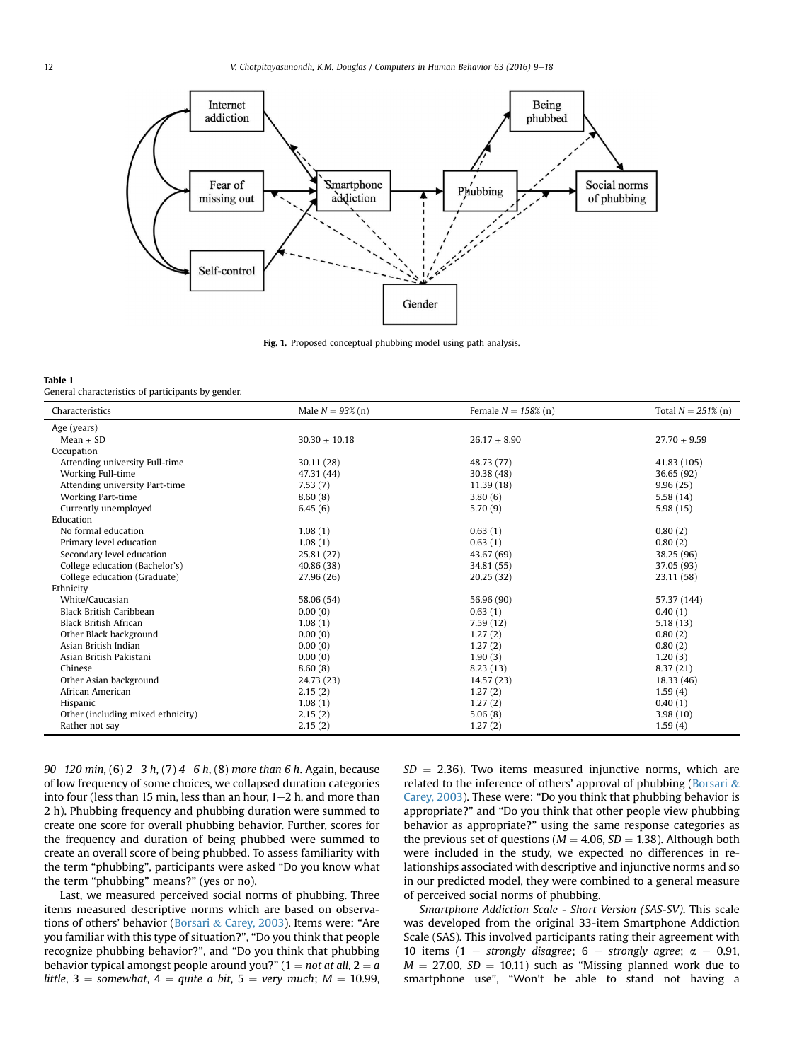Fig. 1. Proposed conceptual phubbing model using path analysis.

**Table 1**
General characteristics of participants by gender.

| Characteristics | Male N = 93% (n) | Female N = 158% (n) | Total N = 251% (n) |
|---|---|---|---|
| Age (years) | | | |
| Mean ± SD | 30.30 ± 10.18 | 26.17 ± 8.90 | 27.70 ± 9.59 |
| Occupation | | | |
| Attending university Full-time | 30.11 (28) | 48.73 (77) | 41.83 (105) |
| Working Full-time | 47.31 (44) | 30.38 (48) | 36.65 (92) |
| Attending university Part-time | 7.53 (7) | 11.39 (18) | 9.96 (25) |
| Working Part-time | 8.60 (8) | 3.80 (6) | 5.58 (14) |
| Currently unemployed | 6.45 (6) | 5.70 (9) | 5.98 (15) |
| Education | | | |
| No formal education | 1.08 (1) | 0.63 (1) | 0.80 (2) |
| Primary level education | 1.08 (1) | 0.63 (1) | 0.80 (2) |
| Secondary level education | 25.81 (27) | 43.67 (69) | 38.25 (96) |
| College education (Bachelor's) | 40.86 (38) | 34.81 (55) | 37.05 (93) |
| College education (Graduate) | 27.96 (26) | 20.25 (32) | 23.11 (58) |
| Ethnicity | | | |
| White/Caucasian | 58.06 (54) | 56.96 (90) | 57.37 (144) |
| Black British Caribbean | 0.00 (0) | 0.63 (1) | 0.40 (1) |
| Black British African | 1.08 (1) | 7.59 (12) | 5.18 (13) |
| Other Black background | 0.00 (0) | 1.27 (2) | 0.80 (2) |
| Asian British Indian | 0.00 (0) | 1.27 (2) | 0.80 (2) |
| Asian British Pakistani | 0.00 (0) | 1.90 (3) | 1.20 (3) |
| Chinese | 8.60 (8) | 8.23 (13) | 8.37 (21) |
| Other Asian background | 24.73 (23) | 14.57 (23) | 18.33 (46) |
| African American | 2.15 (2) | 1.27 (2) | 1.59 (4) |
| Hispanic | 1.08 (1) | 1.27 (2) | 0.40 (1) |
| Other (including mixed ethnicity) | 2.15 (2) | 5.06 (8) | 3.98 (10) |
| Rather not say | 2.15 (2) | 1.27 (2) | 1.59 (4) |

*90–120 min*, (6) *2–3 h*, (7) *4–6 h*, (8) *more than 6 h*. Again, because of low frequency of some choices, we collapsed duration categories into four (less than 15 min, less than an hour, 1–2 h, and more than 2 h). Phubbing frequency and phubbing duration were summed to create one score for overall phubbing behavior. Further, scores for the frequency and duration of being phubbed were summed to create an overall score of being phubbed. To assess familiarity with the term "phubbing", participants were asked "Do you know what the term "phubbing" means?" (yes or no).

Last, we measured perceived social norms of phubbing. Three items measured descriptive norms which are based on observations of others' behavior (Borsari & Carey, 2003). Items were: "Are you familiar with this type of situation?", "Do you think that people recognize phubbing behavior?", and "Do you think that phubbing behavior typical amongst people around you?" (1 = *not at all*, 2 = *a little*, 3 = *somewhat*, 4 = *quite a bit*, 5 = *very much*; $M = 10.99$, $SD = 2.36$). Two items measured injunctive norms, which are related to the inference of others' approval of phubbing (Borsari & Carey, 2003). These were: "Do you think that phubbing behavior is appropriate?" and "Do you think that other people view phubbing behavior as appropriate?" using the same response categories as the previous set of questions ($M = 4.06$, $SD = 1.38$). Although both were included in the study, we expected no differences in relationships associated with descriptive and injunctive norms and so in our predicted model, they were combined to a general measure of perceived social norms of phubbing.

*Smartphone Addiction Scale - Short Version (SAS-SV).* This scale was developed from the original 33-item Smartphone Addiction Scale (SAS). This involved participants rating their agreement with 10 items (1 = *strongly disagree*; 6 = *strongly agree*; $\alpha = 0.91$, $M = 27.00$, $SD = 10.11$) such as "Missing planned work due to smartphone use", "Won't be able to stand not having a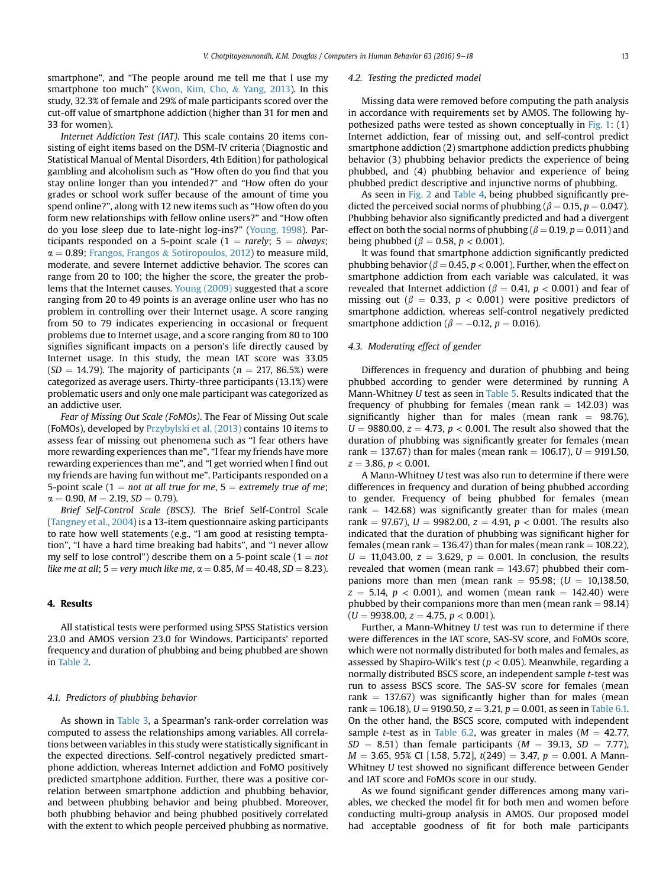smartphone", and "The people around me tell me that I use my smartphone too much" (Kwon, Kim, Cho, & Yang, 2013). In this study, 32.3% of female and 29% of male participants scored over the cut-off value of smartphone addiction (higher than 31 for men and 33 for women).

*Internet Addiction Test (IAT)*. This scale contains 20 items consisting of eight items based on the DSM-IV criteria (Diagnostic and Statistical Manual of Mental Disorders, 4th Edition) for pathological gambling and alcoholism such as "How often do you find that you stay online longer than you intended?" and "How often do your grades or school work suffer because of the amount of time you spend online?", along with 12 new items such as "How often do you form new relationships with fellow online users?" and "How often do you lose sleep due to late-night log-ins?" (Young, 1998). Participants responded on a 5-point scale (1 = *rarely*; 5 = *always*; $\alpha = 0.89$; Frangos, Frangos & Sotiropoulos, 2012) to measure mild, moderate, and severe Internet addictive behavior. The scores can range from 20 to 100; the higher the score, the greater the problems that the Internet causes. Young (2009) suggested that a score ranging from 20 to 49 points is an average online user who has no problem in controlling over their Internet usage. A score ranging from 50 to 79 indicates experiencing in occasional or frequent problems due to Internet usage, and a score ranging from 80 to 100 signifies significant impacts on a person's life directly caused by Internet usage. In this study, the mean IAT score was 33.05 ($SD = 14.79$). The majority of participants ($n = 217$, 86.5%) were categorized as average users. Thirty-three participants (13.1%) were problematic users and only one male participant was categorized as an addictive user.

*Fear of Missing Out Scale (FoMOs)*. The Fear of Missing Out scale (FoMOs), developed by Przybylski et al. (2013) contains 10 items to assess fear of missing out phenomena such as "I fear others have more rewarding experiences than me", "I fear my friends have more rewarding experiences than me", and "I get worried when I find out my friends are having fun without me". Participants responded on a 5-point scale (1 = *not at all true for me*, 5 = *extremely true of me*; $\alpha = 0.90$, $M = 2.19$, $SD = 0.79$).

*Brief Self-Control Scale (BSCS)*. The Brief Self-Control Scale (Tangney et al., 2004) is a 13-item questionnaire asking participants to rate how well statements (e.g., "I am good at resisting temptation", "I have a hard time breaking bad habits", and "I never allow my self to lose control") describe them on a 5-point scale (1 = *not like me at all*; 5 = *very much like me*, $\alpha = 0.85$, $M = 40.48$, $SD = 8.23$).

## 4. Results

All statistical tests were performed using SPSS Statistics version 23.0 and AMOS version 23.0 for Windows. Participants' reported frequency and duration of phubbing and being phubbed are shown in Table 2.

### 4.1. Predictors of phubbing behavior

As shown in Table 3, a Spearman's rank-order correlation was computed to assess the relationships among variables. All correlations between variables in this study were statistically significant in the expected directions. Self-control negatively predicted smartphone addiction, whereas Internet addiction and FoMO positively predicted smartphone addition. Further, there was a positive correlation between smartphone addiction and phubbing behavior, and between phubbing behavior and being phubbed. Moreover, both phubbing behavior and being phubbed positively correlated with the extent to which people perceived phubbing as normative.

### 4.2. Testing the predicted model

Missing data were removed before computing the path analysis in accordance with requirements set by AMOS. The following hypothesized paths were tested as shown conceptually in Fig. 1: (1) Internet addiction, fear of missing out, and self-control predict smartphone addiction (2) smartphone addiction predicts phubbing behavior (3) phubbing behavior predicts the experience of being phubbed, and (4) phubbing behavior and experience of being phubbed predict descriptive and injunctive norms of phubbing.

As seen in Fig. 2 and Table 4, being phubbed significantly predicted the perceived social norms of phubbing ($\beta = 0.15$, $p = 0.047$). Phubbing behavior also significantly predicted and had a divergent effect on both the social norms of phubbing ($\beta = 0.19$, $p = 0.011$) and being phubbed ($\beta = 0.58$, $p < 0.001$).

It was found that smartphone addiction significantly predicted phubbing behavior ($\beta = 0.45$, $p < 0.001$). Further, when the effect on smartphone addiction from each variable was calculated, it was revealed that Internet addiction ($\beta = 0.41$, $p < 0.001$) and fear of missing out ($\beta = 0.33$, $p < 0.001$) were positive predictors of smartphone addiction, whereas self-control negatively predicted smartphone addiction ($\beta = -0.12$, $p = 0.016$).

### 4.3. Moderating effect of gender

Differences in frequency and duration of phubbing and being phubbed according to gender were determined by running A Mann-Whitney $U$ test as seen in Table 5. Results indicated that the frequency of phubbing for females (mean rank = 142.03) was significantly higher than for males (mean rank = 98.76), $U = 9880.00$, $z = 4.73$, $p < 0.001$. The result also showed that the duration of phubbing was significantly greater for females (mean rank = 137.67) than for males (mean rank = 106.17), $U = 9191.50$, $z = 3.86$, $p < 0.001$.

A Mann-Whitney $U$ test was also run to determine if there were differences in frequency and duration of being phubbed according to gender. Frequency of being phubbed for females (mean rank = 142.68) was significantly greater than for males (mean rank = 97.67), $U = 9982.00$, $z = 4.91$, $p < 0.001$. The results also indicated that the duration of phubbing was significant higher for females (mean rank = 136.47) than for males (mean rank = 108.22), $U = 11{,}043.00$, $z = 3.629$, $p = 0.001$. In conclusion, the results revealed that women (mean rank = 143.67) phubbed their companions more than men (mean rank = 95.98; ($U = 10{,}138.50$, $z = 5.14$, $p < 0.001$), and women (mean rank = 142.40) were phubbed by their companions more than men (mean rank = 98.14) ($U = 9938.00$, $z = 4.75$, $p < 0.001$).

Further, a Mann-Whitney $U$ test was run to determine if there were differences in the IAT score, SAS-SV score, and FoMOs score, which were not normally distributed for both males and females, as assessed by Shapiro-Wilk's test ($p < 0.05$). Meanwhile, regarding a normally distributed BSCS score, an independent sample $t$-test was run to assess BSCS score. The SAS-SV score for females (mean rank = 137.67) was significantly higher than for males (mean rank = 106.18), $U = 9190.50$, $z = 3.21$, $p = 0.001$, as seen in Table 6.1. On the other hand, the BSCS score, computed with independent sample $t$-test as in Table 6.2, was greater in males ($M = 42.77$, $SD = 8.51$) than female participants ($M = 39.13$, $SD = 7.77$), $M = 3.65$, 95% CI [1.58, 5.72], $t(249) = 3.47$, $p = 0.001$. A Mann-Whitney $U$ test showed no significant difference between Gender and IAT score and FoMOs score in our study.

As we found significant gender differences among many variables, we checked the model fit for both men and women before conducting multi-group analysis in AMOS. Our proposed model had acceptable goodness of fit for both male participants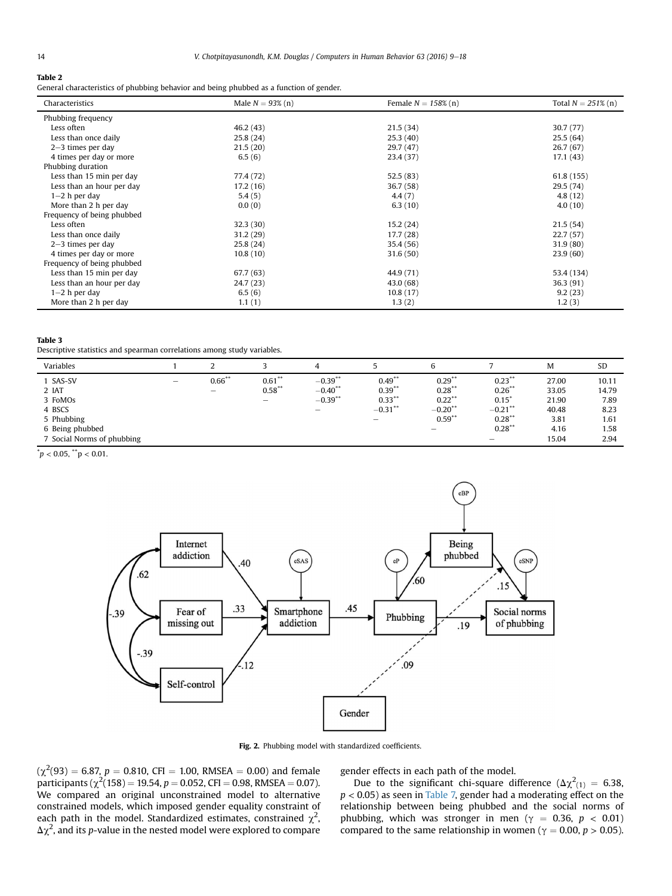**Table 2**
General characteristics of phubbing behavior and being phubbed as a function of gender.

| Characteristics | Male *N* = 93% (n) | Female *N* = 158% (n) | Total *N* = 251% (n) |
|---|---|---|---|
| Phubbing frequency | | | |
| Less often | 46.2 (43) | 21.5 (34) | 30.7 (77) |
| Less than once daily | 25.8 (24) | 25.3 (40) | 25.5 (64) |
| 2–3 times per day | 21.5 (20) | 29.7 (47) | 26.7 (67) |
| 4 times per day or more | 6.5 (6) | 23.4 (37) | 17.1 (43) |
| Phubbing duration | | | |
| Less than 15 min per day | 77.4 (72) | 52.5 (83) | 61.8 (155) |
| Less than an hour per day | 17.2 (16) | 36.7 (58) | 29.5 (74) |
| 1–2 h per day | 5.4 (5) | 4.4 (7) | 4.8 (12) |
| More than 2 h per day | 0.0 (0) | 6.3 (10) | 4.0 (10) |
| Frequency of being phubbed | | | |
| Less often | 32.3 (30) | 15.2 (24) | 21.5 (54) |
| Less than once daily | 31.2 (29) | 17.7 (28) | 22.7 (57) |
| 2–3 times per day | 25.8 (24) | 35.4 (56) | 31.9 (80) |
| 4 times per day or more | 10.8 (10) | 31.6 (50) | 23.9 (60) |
| Frequency of being phubbed | | | |
| Less than 15 min per day | 67.7 (63) | 44.9 (71) | 53.4 (134) |
| Less than an hour per day | 24.7 (23) | 43.0 (68) | 36.3 (91) |
| 1–2 h per day | 6.5 (6) | 10.8 (17) | 9.2 (23) |
| More than 2 h per day | 1.1 (1) | 1.3 (2) | 1.2 (3) |

**Table 3**
Descriptive statistics and spearman correlations among study variables.

| Variables | 1 | 2 | 3 | 4 | 5 | 6 | 7 | M | SD |
|---|---|---|---|---|---|---|---|---|---|
| 1 SAS-SV | – | 0.66** | 0.61** | −0.39** | 0.49** | 0.29** | 0.23** | 27.00 | 10.11 |
| 2 IAT | | – | 0.58** | −0.40** | 0.39** | 0.28** | 0.26** | 33.05 | 14.79 |
| 3 FoMOs | | | – | −0.39** | 0.33** | 0.22** | 0.15* | 21.90 | 7.89 |
| 4 BSCS | | | | – | −0.31** | −0.20** | −0.21** | 40.48 | 8.23 |
| 5 Phubbing | | | | | – | 0.59** | 0.28** | 3.81 | 1.61 |
| 6 Being phubbed | | | | | | – | 0.28** | 4.16 | 1.58 |
| 7 Social Norms of phubbing | | | | | | | – | 15.04 | 2.94 |

*$p < 0.05$, **$p < 0.01$.

Fig. 2. Phubbing model with standardized coefficients.

($\chi^2(93) = 6.87$, $p = 0.810$, CFI = 1.00, RMSEA = 0.00) and female participants ($\chi^2(158) = 19.54$, $p = 0.052$, CFI = 0.98, RMSEA = 0.07). We compared an original unconstrained model to alternative constrained models, which imposed gender equality constraint of each path in the model. Standardized estimates, constrained $\chi^2$, $\Delta\chi^2$, and its *p*-value in the nested model were explored to compare gender effects in each path of the model.

Due to the significant chi-square difference ($\Delta\chi^2_{(1)} = 6.38$, $p < 0.05$) as seen in Table 7, gender had a moderating effect on the relationship between being phubbed and the social norms of phubbing, which was stronger in men ($\gamma = 0.36$, $p < 0.01$) compared to the same relationship in women ($\gamma = 0.00$, $p > 0.05$).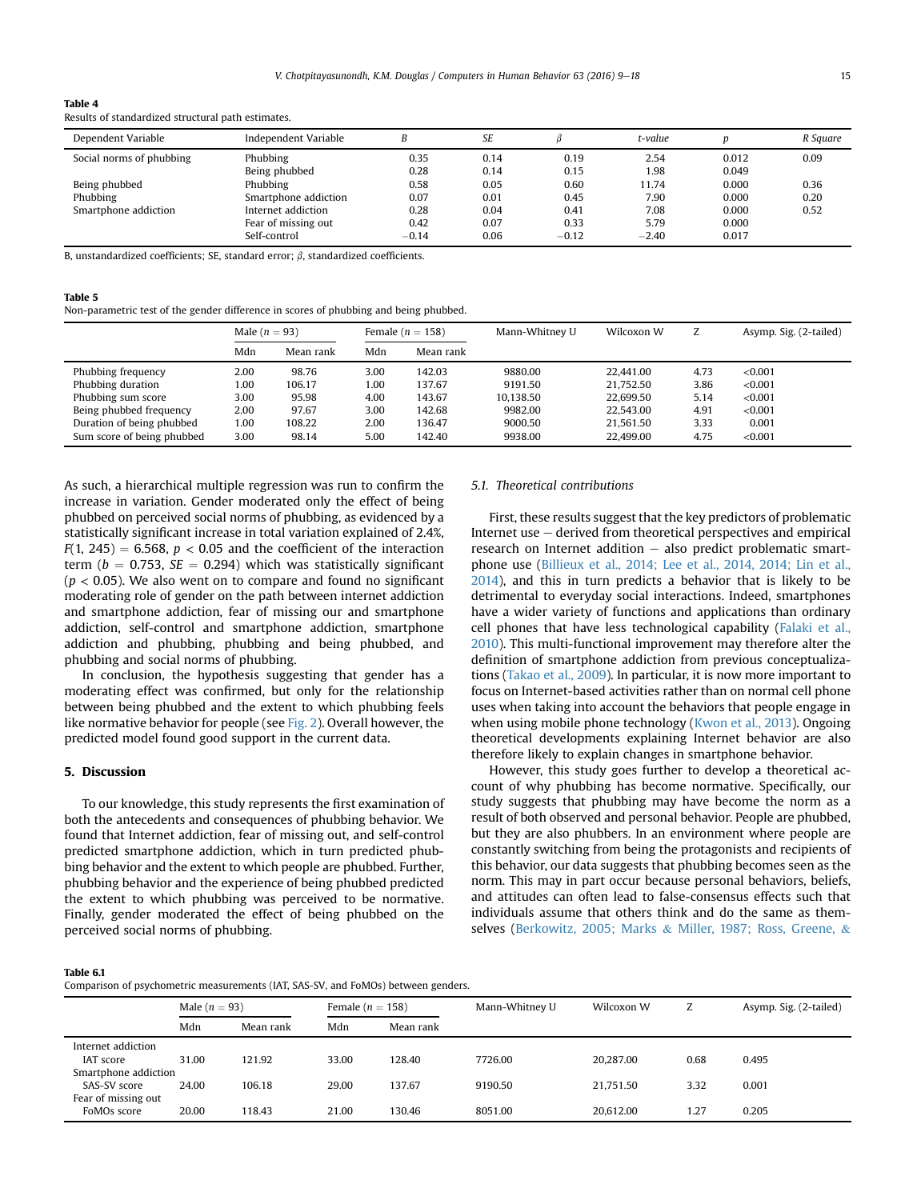**Table 4**
Results of standardized structural path estimates.

| Dependent Variable | Independent Variable | *B* | *SE* | *β* | *t-value* | *p* | *R Square* |
|---|---|---|---|---|---|---|---|
| Social norms of phubbing | Phubbing | 0.35 | 0.14 | 0.19 | 2.54 | 0.012 | 0.09 |
| | Being phubbed | 0.28 | 0.14 | 0.15 | 1.98 | 0.049 | |
| Being phubbed | Phubbing | 0.58 | 0.05 | 0.60 | 11.74 | 0.000 | 0.36 |
| Phubbing | Smartphone addiction | 0.07 | 0.01 | 0.45 | 7.90 | 0.000 | 0.20 |
| Smartphone addiction | Internet addiction | 0.28 | 0.04 | 0.41 | 7.08 | 0.000 | 0.52 |
| | Fear of missing out | 0.42 | 0.07 | 0.33 | 5.79 | 0.000 | |
| | Self-control | −0.14 | 0.06 | −0.12 | −2.40 | 0.017 | |

B, unstandardized coefficients; SE, standard error; *β*, standardized coefficients.

**Table 5**
Non-parametric test of the gender difference in scores of phubbing and being phubbed.

| | Male ($n = 93$) | | Female ($n = 158$) | | Mann-Whitney U | Wilcoxon W | Z | Asymp. Sig. (2-tailed) |
|---|---|---|---|---|---|---|---|---|
| | Mdn | Mean rank | Mdn | Mean rank | | | | |
| Phubbing frequency | 2.00 | 98.76 | 3.00 | 142.03 | 9880.00 | 22,441.00 | 4.73 | <0.001 |
| Phubbing duration | 1.00 | 106.17 | 1.00 | 137.67 | 9191.50 | 21,752.50 | 3.86 | <0.001 |
| Phubbing sum score | 3.00 | 95.98 | 4.00 | 143.67 | 10,138.50 | 22,699.50 | 5.14 | <0.001 |
| Being phubbed frequency | 2.00 | 97.67 | 3.00 | 142.68 | 9982.00 | 22,543.00 | 4.91 | <0.001 |
| Duration of being phubbed | 1.00 | 108.22 | 2.00 | 136.47 | 9000.50 | 21,561.50 | 3.33 | 0.001 |
| Sum score of being phubbed | 3.00 | 98.14 | 5.00 | 142.40 | 9938.00 | 22,499.00 | 4.75 | <0.001 |

As such, a hierarchical multiple regression was run to confirm the increase in variation. Gender moderated only the effect of being phubbed on perceived social norms of phubbing, as evidenced by a statistically significant increase in total variation explained of 2.4%, $F(1, 245) = 6.568$, $p < 0.05$ and the coefficient of the interaction term ($b = 0.753$, $SE = 0.294$) which was statistically significant ($p < 0.05$). We also went on to compare and found no significant moderating role of gender on the path between internet addiction and smartphone addiction, fear of missing our and smartphone addiction, self-control and smartphone addiction, smartphone addiction and phubbing, phubbing and being phubbed, and phubbing and social norms of phubbing.

In conclusion, the hypothesis suggesting that gender has a moderating effect was confirmed, but only for the relationship between being phubbed and the extent to which phubbing feels like normative behavior for people (see Fig. 2). Overall however, the predicted model found good support in the current data.

## 5. Discussion

To our knowledge, this study represents the first examination of both the antecedents and consequences of phubbing behavior. We found that Internet addiction, fear of missing out, and self-control predicted smartphone addiction, which in turn predicted phubbing behavior and the extent to which people are phubbed. Further, phubbing behavior and the experience of being phubbed predicted the extent to which phubbing was perceived to be normative. Finally, gender moderated the effect of being phubbed on the perceived social norms of phubbing.

### 5.1. Theoretical contributions

First, these results suggest that the key predictors of problematic Internet use − derived from theoretical perspectives and empirical research on Internet addition − also predict problematic smartphone use (Billieux et al., 2014; Lee et al., 2014, 2014; Lin et al., 2014), and this in turn predicts a behavior that is likely to be detrimental to everyday social interactions. Indeed, smartphones have a wider variety of functions and applications than ordinary cell phones that have less technological capability (Falaki et al., 2010). This multi-functional improvement may therefore alter the definition of smartphone addiction from previous conceptualizations (Takao et al., 2009). In particular, it is now more important to focus on Internet-based activities rather than on normal cell phone uses when taking into account the behaviors that people engage in when using mobile phone technology (Kwon et al., 2013). Ongoing theoretical developments explaining Internet behavior are also therefore likely to explain changes in smartphone behavior.

However, this study goes further to develop a theoretical account of why phubbing has become normative. Specifically, our study suggests that phubbing may have become the norm as a result of both observed and personal behavior. People are phubbed, but they are also phubbers. In an environment where people are constantly switching from being the protagonists and recipients of this behavior, our data suggests that phubbing becomes seen as the norm. This may in part occur because personal behaviors, beliefs, and attitudes can often lead to false-consensus effects such that individuals assume that others think and do the same as themselves (Berkowitz, 2005; Marks & Miller, 1987; Ross, Greene, &

**Table 6.1**
Comparison of psychometric measurements (IAT, SAS-SV, and FoMOs) between genders.

| | Male ($n = 93$) | | Female ($n = 158$) | | Mann-Whitney U | Wilcoxon W | Z | Asymp. Sig. (2-tailed) |
|---|---|---|---|---|---|---|---|---|
| | Mdn | Mean rank | Mdn | Mean rank | | | | |
| Internet addiction | | | | | | | | |
| IAT score | 31.00 | 121.92 | 33.00 | 128.40 | 7726.00 | 20,287.00 | 0.68 | 0.495 |
| Smartphone addiction | | | | | | | | |
| SAS-SV score | 24.00 | 106.18 | 29.00 | 137.67 | 9190.50 | 21,751.50 | 3.32 | 0.001 |
| Fear of missing out | | | | | | | | |
| FoMOs score | 20.00 | 118.43 | 21.00 | 130.46 | 8051.00 | 20,612.00 | 1.27 | 0.205 |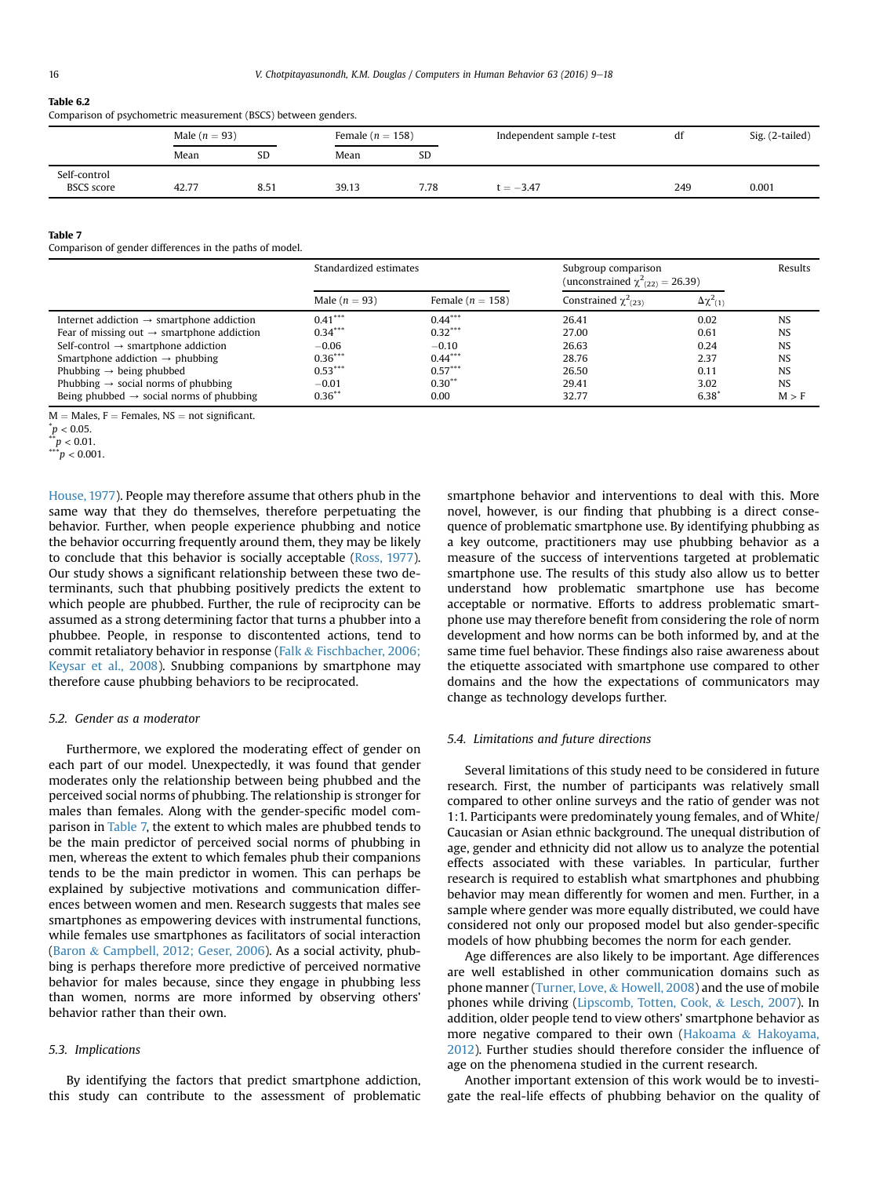**Table 6.2**
Comparison of psychometric measurement (BSCS) between genders.

| | Male ($n = 93$) | | Female ($n = 158$) | | Independent sample $t$-test | df | Sig. (2-tailed) |
|---|---|---|---|---|---|---|---|
| | Mean | SD | Mean | SD | | | |
| Self-control BSCS score | 42.77 | 8.51 | 39.13 | 7.78 | $t = -3.47$ | 249 | 0.001 |

**Table 7**
Comparison of gender differences in the paths of model.

| | Standardized estimates | | Subgroup comparison (unconstrained $\chi^2_{(22)} = 26.39$) | | Results |
|---|---|---|---|---|---|
| | Male ($n = 93$) | Female ($n = 158$) | Constrained $\chi^2_{(23)}$ | $\Delta\chi^2_{(1)}$ | |
| Internet addiction → smartphone addiction | 0.41*** | 0.44*** | 26.41 | 0.02 | NS |
| Fear of missing out → smartphone addiction | 0.34*** | 0.32*** | 27.00 | 0.61 | NS |
| Self-control → smartphone addiction | −0.06 | −0.10 | 26.63 | 0.24 | NS |
| Smartphone addiction → phubbing | 0.36*** | 0.44*** | 28.76 | 2.37 | NS |
| Phubbing → being phubbed | 0.53*** | 0.57*** | 26.50 | 0.11 | NS |
| Phubbing → social norms of phubbing | −0.01 | 0.30** | 29.41 | 3.02 | NS |
| Being phubbed → social norms of phubbing | 0.36** | 0.00 | 32.77 | 6.38* | M > F |

M = Males, F = Females, NS = not significant.
*$p < 0.05$.
**$p < 0.01$.
***$p < 0.001$.

House, 1977). People may therefore assume that others phub in the same way that they do themselves, therefore perpetuating the behavior. Further, when people experience phubbing and notice the behavior occurring frequently around them, they may be likely to conclude that this behavior is socially acceptable (Ross, 1977). Our study shows a significant relationship between these two determinants, such that phubbing positively predicts the extent to which people are phubbed. Further, the rule of reciprocity can be assumed as a strong determining factor that turns a phubber into a phubbee. People, in response to discontented actions, tend to commit retaliatory behavior in response (Falk & Fischbacher, 2006; Keysar et al., 2008). Snubbing companions by smartphone may therefore cause phubbing behaviors to be reciprocated.

### 5.2. Gender as a moderator

Furthermore, we explored the moderating effect of gender on each part of our model. Unexpectedly, it was found that gender moderates only the relationship between being phubbed and the perceived social norms of phubbing. The relationship is stronger for males than females. Along with the gender-specific model comparison in Table 7, the extent to which males are phubbed tends to be the main predictor of perceived social norms of phubbing in men, whereas the extent to which females phub their companions tends to be the main predictor in women. This can perhaps be explained by subjective motivations and communication differences between women and men. Research suggests that males see smartphones as empowering devices with instrumental functions, while females use smartphones as facilitators of social interaction (Baron & Campbell, 2012; Geser, 2006). As a social activity, phubbing is perhaps therefore more predictive of perceived normative behavior for males because, since they engage in phubbing less than women, norms are more informed by observing others' behavior rather than their own.

### 5.3. Implications

By identifying the factors that predict smartphone addiction, this study can contribute to the assessment of problematic smartphone behavior and interventions to deal with this. More novel, however, is our finding that phubbing is a direct consequence of problematic smartphone use. By identifying phubbing as a key outcome, practitioners may use phubbing behavior as a measure of the success of interventions targeted at problematic smartphone use. The results of this study also allow us to better understand how problematic smartphone use has become acceptable or normative. Efforts to address problematic smartphone use may therefore benefit from considering the role of norm development and how norms can be both informed by, and at the same time fuel behavior. These findings also raise awareness about the etiquette associated with smartphone use compared to other domains and the how the expectations of communicators may change as technology develops further.

### 5.4. Limitations and future directions

Several limitations of this study need to be considered in future research. First, the number of participants was relatively small compared to other online surveys and the ratio of gender was not 1:1. Participants were predominately young females, and of White/Caucasian or Asian ethnic background. The unequal distribution of age, gender and ethnicity did not allow us to analyze the potential effects associated with these variables. In particular, further research is required to establish what smartphones and phubbing behavior may mean differently for women and men. Further, in a sample where gender was more equally distributed, we could have considered not only our proposed model but also gender-specific models of how phubbing becomes the norm for each gender.

Age differences are also likely to be important. Age differences are well established in other communication domains such as phone manner (Turner, Love, & Howell, 2008) and the use of mobile phones while driving (Lipscomb, Totten, Cook, & Lesch, 2007). In addition, older people tend to view others' smartphone behavior as more negative compared to their own (Hakoama & Hakoyama, 2012). Further studies should therefore consider the influence of age on the phenomena studied in the current research.

Another important extension of this work would be to investigate the real-life effects of phubbing behavior on the quality of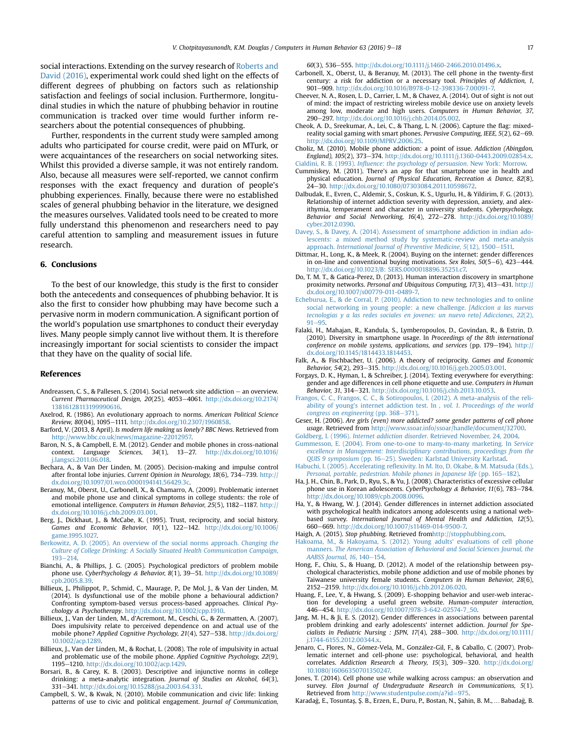social interactions. Extending on the survey research of Roberts and David (2016), experimental work could shed light on the effects of different degrees of phubbing on factors such as relationship satisfaction and feelings of social inclusion. Furthermore, longitudinal studies in which the nature of phubbing behavior in routine communication is tracked over time would further inform researchers about the potential consequences of phubbing.

Further, respondents in the current study were sampled among adults who participated for course credit, were paid on MTurk, or were acquaintances of the researchers on social networking sites. Whilst this provided a diverse sample, it was not entirely random. Also, because all measures were self-reported, we cannot confirm responses with the exact frequency and duration of people's phubbing experiences. Finally, because there were no established scales of general phubbing behavior in the literature, we designed the measures ourselves. Validated tools need to be created to more fully understand this phenomenon and researchers need to pay careful attention to sampling and measurement issues in future research.

## 6. Conclusions

To the best of our knowledge, this study is the first to consider both the antecedents and consequences of phubbing behavior. It is also the first to consider how phubbing may have become such a pervasive norm in modern communication. A significant portion of the world's population use smartphones to conduct their everyday lives. Many people simply cannot live without them. It is therefore increasingly important for social scientists to consider the impact that they have on the quality of social life.

## References

Andreassen, C. S., & Pallesen, S. (2014). Social network site addiction – an overview. *Current Pharmaceutical Design, 20*(25), 4053–4061. http://dx.doi.org/10.2174/13816128113199990616.

Axelrod, R. (1986). An evolutionary approach to norms. *American Political Science Review, 80*(04), 1095–1111. http://dx.doi.org/10.2307/1960858.

Barford, V. (2013, 8 April). *Is modern life making us lonely? BBC News*. Retrieved from http://www.bbc.co.uk/news/magazine-22012957.

Baron, N. S., & Campbell, E. M. (2012). Gender and mobile phones in cross-national context. *Language Sciences, 34*(1), 13–27. http://dx.doi.org/10.1016/j.langsci.2011.06.018.

Bechara, A., & Van Der Linden, M. (2005). Decision-making and impulse control after frontal lobe injuries. *Current Opinion in Neurology, 18*(6), 734–739. http://dx.doi.org/10.1097/01.wco.0000194141.56429.3c.

Beranuy, M., Oberst, U., Carbonell, X., & Chamarro, A. (2009). Problematic internet and mobile phone use and clinical symptoms in college students: the role of emotional intelligence. *Computers in Human Behavior, 25*(5), 1182–1187. http://dx.doi.org/10.1016/j.chb.2009.03.001.

Berg, J., Dickhaut, J., & McCabe, K. (1995). Trust, reciprocity, and social history. *Games and Economic Behavior, 10*(1), 122–142. http://dx.doi.org/10.1006/game.1995.1027.

Berkowitz, A. D. (2005). An overview of the social norms approach. *Changing the Culture of College Drinking: A Socially Situated Health Communication Campaign*, 193–214.

Bianchi, A., & Phillips, J. G. (2005). Psychological predictors of problem mobile phone use. *CyberPsychology & Behavior, 8*(1), 39–51. http://dx.doi.org/10.1089/cpb.2005.8.39.

Billieux, J., Philippot, P., Schmid, C., Maurage, P., De Mol, J., & Van der Linden, M. (2014). Is dysfunctional use of the mobile phone a behavioural addiction? Confronting symptom-based versus process-based approaches. *Clinical Psychology & Psychotherapy*. http://dx.doi.org/10.1002/cpp.1910.

Billieux, J., Van der Linden, M., d'Acremont, M., Ceschi, G., & Zermatten, A. (2007). Does impulsivity relate to perceived dependence on and actual use of the mobile phone? *Applied Cognitive Psychology, 21*(4), 527–538. http://dx.doi.org/10.1002/acp.1289.

Billieux, J., Van der Linden, M., & Rochat, L. (2008). The role of impulsivity in actual and problematic use of the mobile phone. *Applied Cognitive Psychology, 22*(9), 1195–1210. http://dx.doi.org/10.1002/acp.1429.

Borsari, B., & Carey, K. B. (2003). Descriptive and injunctive norms in college drinking: a meta-analytic integration. *Journal of Studies on Alcohol, 64*(3), 331–341. http://dx.doi.org/10.15288/jsa.2003.64.331.

Campbell, S. W., & Kwak, N. (2010). Mobile communication and civic life: linking patterns of use to civic and political engagement. *Journal of Communication, 60*(3), 536–555. http://dx.doi.org/10.1111/j.1460-2466.2010.01496.x.

Carbonell, X., Oberst, U., & Beranuy, M. (2013). The cell phone in the twenty-first century: a risk for addiction or a necessary tool. *Principles of Addiction, 1*, 901–909. http://dx.doi.org/10.1016/B978-0-12-398336-7.00091-7.

Cheever, N. A., Rosen, L. D., Carrier, L. M., & Chavez, A. (2014). Out of sight is not out of mind: the impact of restricting wireless mobile device use on anxiety levels among low, moderate and high users. *Computers in Human Behavior, 37*, 290–297. http://dx.doi.org/10.1016/j.chb.2014.05.002.

Cheok, A. D., Sreekumar, A., Lei, C., & Thang, L. N. (2006). Capture the flag: mixed-reality social gaming with smart phones. *Pervasive Computing, IEEE, 5*(2), 62–69. http://dx.doi.org/10.1109/MPRV.2006.25.

Choliz, M. (2010). Mobile phone addiction: a point of issue. *Addiction (Abingdon, England), 105*(2), 373–374. http://dx.doi.org/10.1111/j.1360-0443.2009.02854.x.

Cialdini, R. B. (1993). *Influence: the psychology of persuasion*. New York: Morrow.

Cummiskey, M. (2011). There's an app for that smartphone use in health and physical education. *Journal of Physical Education, Recreation & Dance, 82*(8), 24–30. http://dx.doi.org/10.1080/07303084.2011.10598672.

Dalbudak, E., Evren, C., Aldemir, S., Coskun, K. S., Ugurlu, H., & Yildirim, F. G. (2013). Relationship of internet addiction severity with depression, anxiety, and alexithymia, temperament and character in university students. *Cyberpsychology, Behavior and Social Networking, 16*(4), 272–278. http://dx.doi.org/10.1089/cyber.2012.0390.

Davey, S., & Davey, A. (2014). Assessment of smartphone addiction in indian adolescents: a mixed method study by systematic-review and meta-analysis approach. *International Journal of Preventive Medicine, 5*(12), 1500–1511.

Dittmar, H., Long, K., & Meek, R. (2004). Buying on the internet: gender differences in on-line and conventional buying motivations. *Sex Roles, 50*(5–6), 423–444. http://dx.doi.org/10.1023/B: SERS.0000018896.35251.c7.

Do, T. M. T., & Gatica-Perez, D. (2013). Human interaction discovery in smartphone proximity networks. *Personal and Ubiquitous Computing, 17*(3), 413–431. http://dx.doi.org/10.1007/s00779-011-0489-7.

Echeburua, E., & de Corral, P. (2010). Addiction to new technologies and to online social networking in young people: a new challenge. *[Adiccion a las nuevas tecnologias y a las redes sociales en jovenes: un nuevo reto] Adicciones, 22*(2), 91–95.

Falaki, H., Mahajan, R., Kandula, S., Lymberopoulos, D., Govindan, R., & Estrin, D. (2010). Diversity in smartphone usage. In *Proceedings of the 8th international conference on mobile systems, applications, and services* (pp. 179–194). http://dx.doi.org/10.1145/1814433.1814453.

Falk, A., & Fischbacher, U. (2006). A theory of reciprocity. *Games and Economic Behavior, 54*(2), 293–315. http://dx.doi.org/10.1016/j.geb.2005.03.001.

Forgays, D. K., Hyman, I., & Schreiber, J. (2014). Texting everywhere for everything: gender and age differences in cell phone etiquette and use. *Computers in Human Behavior, 31*, 314–321. http://dx.doi.org/10.1016/j.chb.2013.10.053.

Frangos, C. C., Frangos, C. C., & Sotiropoulos, I. (2012). A meta-analysis of the reliability of young's internet addiction test. In *, vol. 1. Proceedings of the world congress on engineering* (pp. 368–371).

Geser, H. (2006). *Are girls (even) more addicted? some gender patterns of cell phone usage*. Retrieved from http://www.ssoar.info/ssoar/handle/document/32700.

Goldberg, I. (1996). *Internet addiction disorder*. Retrieved November, 24, 2004.

Gummesson, E. (2004). From one-to-one to many-to-many marketing. In *Service excellence in Management: Interdisciplinary contributions, proceedings from the QUIS 9 symposium* (pp. 16–25). Sweden: Karlstad University Karlstad.

Habuchi, I. (2005). Accelerating reflexivity. In M. Ito, D. Okabe, & M. Matsuda (Eds.), *Personal, portable, pedestrian. Mobile phones in Japanese life* (pp. 165–182).

Ha, J. H., Chin, B., Park, D., Ryu, S., & Yu, J. (2008). Characteristics of excessive cellular phone use in Korean adolescents. *CyberPsychology & Behavior, 11*(6), 783–784. http://dx.doi.org/10.1089/cpb.2008.0096.

Ha, Y., & Hwang, W. J. (2014). Gender differences in internet addiction associated with psychological health indicators among adolescents using a national web-based survey. *International Journal of Mental Health and Addiction, 12*(5), 660–669. http://dx.doi.org/10.1007/s11469-014-9500-7.

Haigh, A. (2015). *Stop phubbing*. Retrieved fromhttp://stopphubbing.com.

Hakoama, M., & Hakoyama, S. (2012). Young adults' evaluations of cell phone manners. *The American Association of Behavioral and Social Sciences Journal, the AABSS Journal, 16*, 140–154.

Hong, F., Chiu, S., & Huang, D. (2012). A model of the relationship between psychological characteristics, mobile phone addiction and use of mobile phones by Taiwanese university female students. *Computers in Human Behavior, 28*(6), 2152–2159. http://dx.doi.org/10.1016/j.chb.2012.06.020.

Huang, F., Lee, Y., & Hwang, S. (2009). E-shopping behavior and user-web interaction for developing a useful green website. *Human-computer interaction*, 446–454. http://dx.doi.org/10.1007/978-3-642-02574-7_50.

Jang, M. H., & Ji, E. S. (2012). Gender differences in associations between parental problem drinking and early adolescents' internet addiction. *Journal for Specialists in Pediatric Nursing : JSPN, 17*(4), 288–300. http://dx.doi.org/10.1111/j.1744-6155.2012.00344.x.

Jenaro, C., Flores, N., Gómez-Vela, M., González-Gil, F., & Caballo, C. (2007). Problematic internet and cell-phone use: psychological, behavioral, and health correlates. *Addiction Research & Theory, 15*(3), 309–320. http://dx.doi.org/10.1080/16066350701350247.

Jones, T. (2014). Cell phone use while walking across campus: an observation and survey. *Elon Journal of Undergraduate Research in Communications, 5*(1). Retrieved from http://www.studentpulse.com/a?id=975.

Karadağ, E., Tosuntaş, Ş. B., Erzen, E., Duru, P., Bostan, N., Şahin, B. M., … Babadağ, B.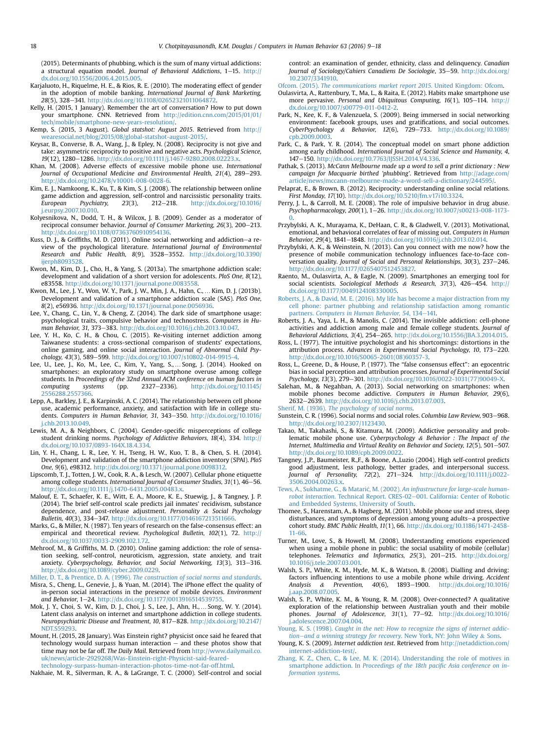(2015). Determinants of phubbing, which is the sum of many virtual addictions: a structural equation model. *Journal of Behavioral Addictions*, 1–15. http://dx.doi.org/10.1556/2006.4.2015.005.

Karjaluoto, H., Riquelme, H. E., & Rios, R. E. (2010). The moderating effect of gender in the adoption of mobile banking. *International Journal of Bank Marketing, 28*(5), 328–341. http://dx.doi.org/10.1108/02652321011064872.

Kelly, H. (2015, 1 January). Remember the art of conversation? How to put down your smartphone. CNN. Retrieved from http://edition.cnn.com/2015/01/01/tech/mobile/smartphone-new-years-resolution/.

Kemp, S. (2015, 3 August). *Global statshot: August 2015*. Retrieved from http://wearesocial.net/blog/2015/08/global-statshot-august-2015/.

Keysar, B., Converse, B. A., Wang, J., & Epley, N. (2008). Reciprocity is not give and take: asymmetric reciprocity to positive and negative acts. *Psychological Science, 19*(12), 1280–1286. http://dx.doi.org/10.1111/j.1467-9280.2008.02223.x.

Khan, M. (2008). Adverse effects of excessive mobile phone use. *International Journal of Occupational Medicine and Environmental Health, 21*(4), 289–293. http://dx.doi.org/10.2478/v10001-008-0028-6.

Kim, E. J., Namkoong, K., Ku, T., & Kim, S. J. (2008). The relationship between online game addiction and aggression, self-control and narcissistic personality traits. *European Psychiatry, 23*(3), 212–218. http://dx.doi.org/10.1016/j.eurpsy.2007.10.010.

Kolyesnikova, N., Dodd, T. H., & Wilcox, J. B. (2009). Gender as a moderator of reciprocal consumer behavior. *Journal of Consumer Marketing, 26*(3), 200–213. http://dx.doi.org/10.1108/07363760910954136.

Kuss, D. J., & Griffiths, M. D. (2011). Online social networking and addiction—a review of the psychological literature. *International Journal of Environmental Research and Public Health, 8*(9), 3528–3552. http://dx.doi.org/10.3390/ijerph8093528.

Kwon, M., Kim, D. J., Cho, H., & Yang, S. (2013a). The smartphone addiction scale: development and validation of a short version for adolescents. *PloS One, 8*(12), e83558. http://dx.doi.org/10.1371/journal.pone.0083558.

Kwon, M., Lee, J. Y., Won, W. Y., Park, J. W., Min, J. A., Hahn, C., … Kim, D. J. (2013b). Development and validation of a smartphone addiction scale (SAS). *PloS One, 8*(2), e56936. http://dx.doi.org/10.1371/journal.pone.0056936.

Lee, Y., Chang, C., Lin, Y., & Cheng, Z. (2014). The dark side of smartphone usage: psychological traits, compulsive behavior and technostress. *Computers in Human Behavior, 31*, 373–383. http://dx.doi.org/10.1016/j.chb.2013.10.047.

Lee, Y. H., Ko, C. H., & Chou, C. (2015). Re-visiting internet addiction among Taiwanese students: a cross-sectional comparison of students' expectations, online gaming, and online social interaction. *Journal of Abnormal Child Psychology, 43*(3), 589–599. http://dx.doi.org/10.1007/s10802-014-9915-4.

Lee, U., Lee, J., Ko, M., Lee, C., Kim, Y., Yang, S., … Song, J. (2014). Hooked on smartphones: an exploratory study on smartphone overuse among college students. In *Proceedings of the 32nd Annual ACM conference on human factors in computing systems* (pp. 2327–2336). http://dx.doi.org/10.1145/2556288.2557366.

Lepp, A., Barkley, J. E., & Karpinski, A. C. (2014). The relationship between cell phone use, academic performance, anxiety, and satisfaction with life in college students. *Computers in Human Behavior, 31*, 343–350. http://dx.doi.org/10.1016/j.chb.2013.10.049.

Lewis, M. A., & Neighbors, C. (2004). Gender-specific misperceptions of college student drinking norms. *Psychology of Addictive Behaviors, 18*(4), 334. http://dx.doi.org/10.1037/0893-164X.18.4.334.

Lin, Y. H., Chang, L. R., Lee, Y. H., Tseng, H. W., Kuo, T. B., & Chen, S. H. (2014). Development and validation of the smartphone addiction inventory (SPAI). *PloS One, 9*(6), e98312. http://dx.doi.org/10.1371/journal.pone.0098312.

Lipscomb, T. J., Totten, J. W., Cook, R. A., & Lesch, W. (2007). Cellular phone etiquette among college students. *International Journal of Consumer Studies, 31*(1), 46–56. http://dx.doi.org/10.1111/j.1470-6431.2005.00483.x.

Malouf, E. T., Schaefer, K. E., Witt, E. A., Moore, K. E., Stuewig, J., & Tangney, J. P. (2014). The brief self-control scale predicts jail inmates' recidivism, substance dependence, and post-release adjustment. *Personality & Social Psychology Bulletin, 40*(3), 334–347. http://dx.doi.org/10.1177/0146167213511666.

Marks, G., & Miller, N. (1987). Ten years of research on the false-consensus effect: an empirical and theoretical review. *Psychological Bulletin, 102*(1), 72. http://dx.doi.org/10.1037/0033-2909.102.1.72.

Mehroof, M., & Griffiths, M. D. (2010). Online gaming addiction: the role of sensation seeking, self-control, neuroticism, aggression, state anxiety, and trait anxiety. *Cyberpsychology, Behavior, and Social Networking, 13*(3), 313–316. http://dx.doi.org/10.1089/cyber.2009.0229.

Miller, D. T., & Prentice, D. A. (1996). *The construction of social norms and standards*.

Misra, S., Cheng, L., Genevie, J., & Yuan, M. (2014). The iPhone effect the quality of in-person social interactions in the presence of mobile devices. *Environment and Behavior*, 1–24. http://dx.doi.org/10.1177/0013916514539755.

Mok, J. Y., Choi, S. W., Kim, D. J., Choi, J. S., Lee, J., Ahn, H., … Song, W. Y. (2014). Latent class analysis on internet and smartphone addiction in college students. *Neuropsychiatric Disease and Treatment, 10*, 817–828. http://dx.doi.org/10.2147/NDT.S59293.

Mount, H. (2015, 28 January). Was Einstein right? physicist once said he feared that technology would surpass human interaction – and these photos show that time may not be far off. *The Daily Mail*. Retrieved from http://www.dailymail.co.uk/news/article-2929268/Was-Einstein-right-Physicist-said-feared-technology-surpass-human-interaction-photos-time-not-far-off.html.

Nakhaie, M. R., Silverman, R. A., & LaGrange, T. C. (2000). Self-control and social control: an examination of gender, ethnicity, class and delinquency. *Canadian Journal of Sociology/Cahiers Canadiens De Sociologie*, 35–59. http://dx.doi.org/10.2307/3341910.

Ofcom. (2015). *The communications market report 2015*. United Kingdom: Ofcom.

Oulasvirta, A., Rattenbury, T., Ma, L., & Raita, E. (2012). Habits make smartphone use more pervasive. *Personal and Ubiquitous Computing, 16*(1), 105–114. http://dx.doi.org/10.1007/s00779-011-0412-2.

Park, N., Kee, K. F., & Valenzuela, S. (2009). Being immersed in social networking environment: facebook groups, uses and gratifications, and social outcomes. *CyberPsychology & Behavior, 12*(6), 729–733. http://dx.doi.org/10.1089/cpb.2009.0003.

Park, C., & Park, Y. R. (2014). The conceptual model on smart phone addiction among early childhood. *International Journal of Social Science and Humanity, 4*, 147–150. http://dx.doi.org/10.7763/IJSSH.2014.V4.336.

Pathak, S. (2013). *McCann Melbourne made up a word to sell a print dictionary : New campaign for Macquarie birthed 'phubbing'*. Retrieved from http://adage.com/article/news/mccann-melbourne-made-a-word-sell-a-dictionary/244595/.

Pelaprat, E., & Brown, B. (2012). Reciprocity: understanding online social relations. *First Monday, 17*(10). http://dx.doi.org/10.5210/fm.v17i10.3324.

Perry, J. L., & Carroll, M. E. (2008). The role of impulsive behavior in drug abuse. *Psychopharmacology, 200*(1), 1–26. http://dx.doi.org/10.1007/s00213-008-1173-0.

Przybylski, A. K., Murayama, K., DeHaan, C. R., & Gladwell, V. (2013). Motivational, emotional, and behavioral correlates of fear of missing out. *Computers in Human Behavior, 29*(4), 1841–1848. http://dx.doi.org/10.1016/j.chb.2013.02.014.

Przybylski, A. K., & Weinstein, N. (2013). Can you connect with me now? how the presence of mobile communication technology influences face-to-face conversation quality. *Journal of Social and Personal Relationships, 30*(3), 237–246. http://dx.doi.org/10.1177/0265407512453827.

Raento, M., Oulasvirta, A., & Eagle, N. (2009). Smartphones an emerging tool for social scientists. *Sociological Methods & Research, 37*(3), 426–454. http://dx.doi.org/10.1177/0049124108330005.

Roberts, J. A., & David, M. E. (2016). My life has become a major distraction from my cell phone: partner phubbing and relationship satisfaction among romantic partners. *Computers in Human Behavior, 54*, 134–141.

Roberts, J. A., Yaya, L. H., & Manolis, C. (2014). The invisible addiction: cell-phone activities and addiction among male and female college students. *Journal of Behavioral Addictions, 3*(4), 254–265. http://dx.doi.org/10.1556/JBA.3.2014.015.

Ross, L. (1977). The intuitive psychologist and his shortcomings: distortions in the attribution process. *Advances in Experimental Social Psychology, 10*, 173–220. http://dx.doi.org/10.1016/S0065-2601(08)60357-3.

Ross, L., Greene, D., & House, P. (1977). The "false consensus effect": an egocentric bias in social perception and attribution processes. *Journal of Experimental Social Psychology, 13*(3), 279–301. http://dx.doi.org/10.1016/0022-1031(77)90049-X.

Salehan, M., & Negahban, A. (2013). Social networking on smartphones: when mobile phones become addictive. *Computers in Human Behavior, 29*(6), 2632–2639. http://dx.doi.org/10.1016/j.chb.2013.07.003.

Sherif, M. (1936). *The psychology of social norms*.

Sunstein, C. R. (1996). Social norms and social roles. *Columbia Law Review*, 903–968. http://dx.doi.org/10.2307/1123430.

Takao, M., Takahashi, S., & Kitamura, M. (2009). Addictive personality and problematic mobile phone use. *Cyberpsychology & Behavior : The Impact of the Internet, Multimedia and Virtual Reality on Behavior and Society, 12*(5), 501–507. http://dx.doi.org/10.1089/cpb.2009.0022.

Tangney, J.,P., Baumeister, R.,F., & Boone, A.,Luzio (2004). High self-control predicts good adjustment, less pathology, better grades, and interpersonal success. *Journal of Personality, 72*(2), 271–324. http://dx.doi.org/10.1111/j.0022-3506.2004.00263.x.

Tews, A., Sukhatme, G., & Matarić, M. (2002). *An infrastructure for large-scale human-robot interaction*. Technical Report. CRES-02–001. California: Center of Robotic and Embedded Systems, University of South.

Thomee, S., Harenstam, A., & Hagberg, M. (2011). Mobile phone use and stress, sleep disturbances, and symptoms of depression among young adults—a prospective cohort study. *BMC Public Health, 11*(1), 66. http://dx.doi.org/10.1186/1471-2458-11-66.

Turner, M., Love, S., & Howell, M. (2008). Understanding emotions experienced when using a mobile phone in public: the social usability of mobile (cellular) telephones. *Telematics and Informatics, 25*(3), 201–215. http://dx.doi.org/10.1016/j.tele.2007.03.001.

Walsh, S. P., White, K. M., Hyde, M. K., & Watson, B. (2008). Dialling and driving: factors influencing intentions to use a mobile phone while driving. *Accident Analysis & Prevention, 40*(6), 1893–1900. http://dx.doi.org/10.1016/j.aap.2008.07.005.

Walsh, S. P., White, K. M., & Young, R. M. (2008). Over-connected? A qualitative exploration of the relationship between Australian youth and their mobile phones. *Journal of Adolescence, 31*(1), 77–92. http://dx.doi.org/10.1016/j.adolescence.2007.04.004.

Young, K. S. (1998). *Caught in the net: How to recognize the signs of internet addiction—and a winning strategy for recovery*. New York, NY: John Wiley & Sons.

Young, K. S. (2009). *Internet addiction test*. Retrieved from http://netaddiction.com/internet-addiction-test/.

Zhang, K. Z., Chen, C., & Lee, M. K. (2014). Understanding the role of motives in smartphone addiction. In *Proceedings of the 18th pacific Asia conference on information systems*.